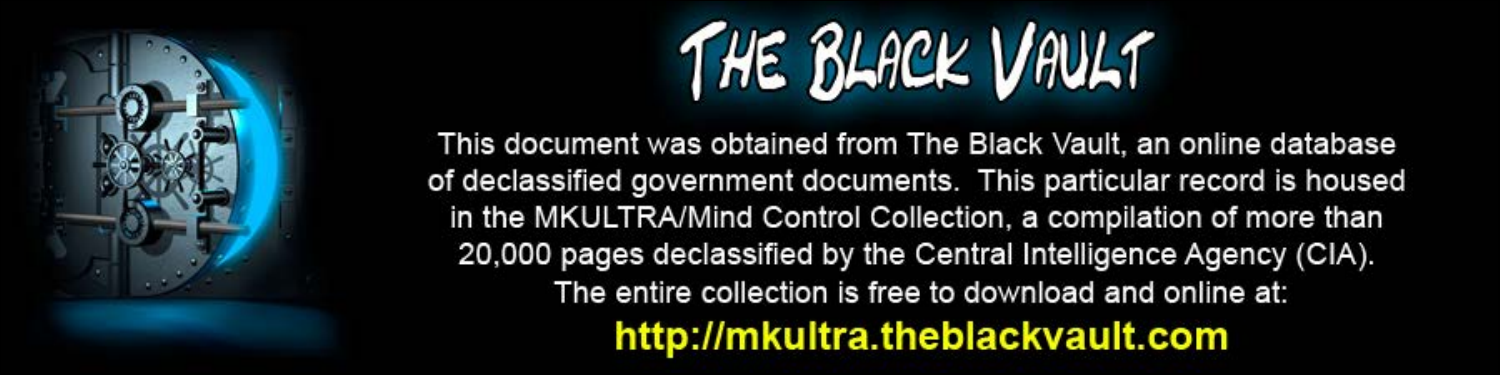# THE BLACK VAULT

This document was obtained from The Black Vault, an online database of declassified government documents. This particular record is housed in the MKULTRA/Mind Control Collection, a compilation of more than 20,000 pages declassified by the Central Intelligence Agency (CIA). The entire collection is free to download and online at:

**http://mkultra.theblackvault.com**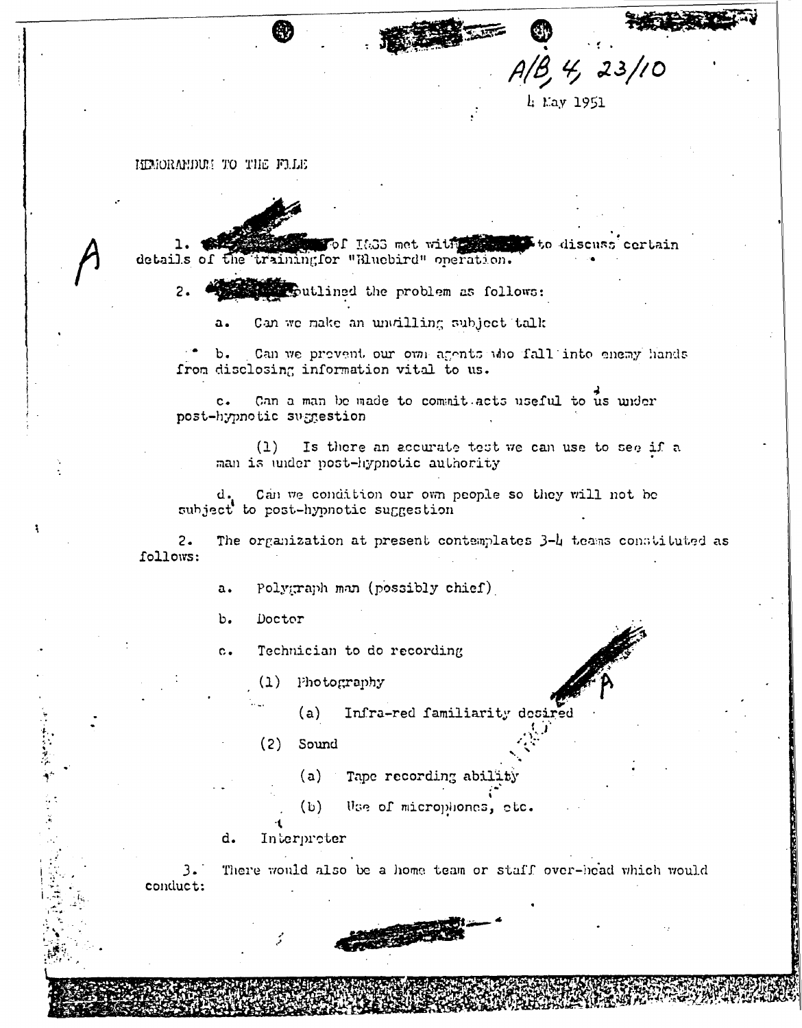A/B, 4, 23/10

4 May 1951

MEMORANDUM TO THE FILE

A

1. [redacted] of I&SS met with [redacted] to discuss certain details of the training for "Bluebird" operation.

2. [redacted] outlined the problem as follows:

   a. Can we make an unwilling subject talk

   b. Can we prevent our own agents who fall into enemy hands from disclosing information vital to us.

   c. Can a man be made to commit acts useful to us under post-hypnotic suggestion

      (1) Is there an accurate test we can use to see if a man is under post-hypnotic authority

   d. Can we condition our own people so they will not be subject to post-hypnotic suggestion

2. The organization at present contemplates 3-4 teams constituted as follows:

   a. Polygraph man (possibly chief)

   b. Doctor

   c. Technician to do recording

      (1) Photography

         (a) Infra-red familiarity desired

      (2) Sound

         (a) Tape recording ability

         (b) Use of microphones, etc.

   d. Interpreter

3. There would also be a home team or staff over-head which would conduct: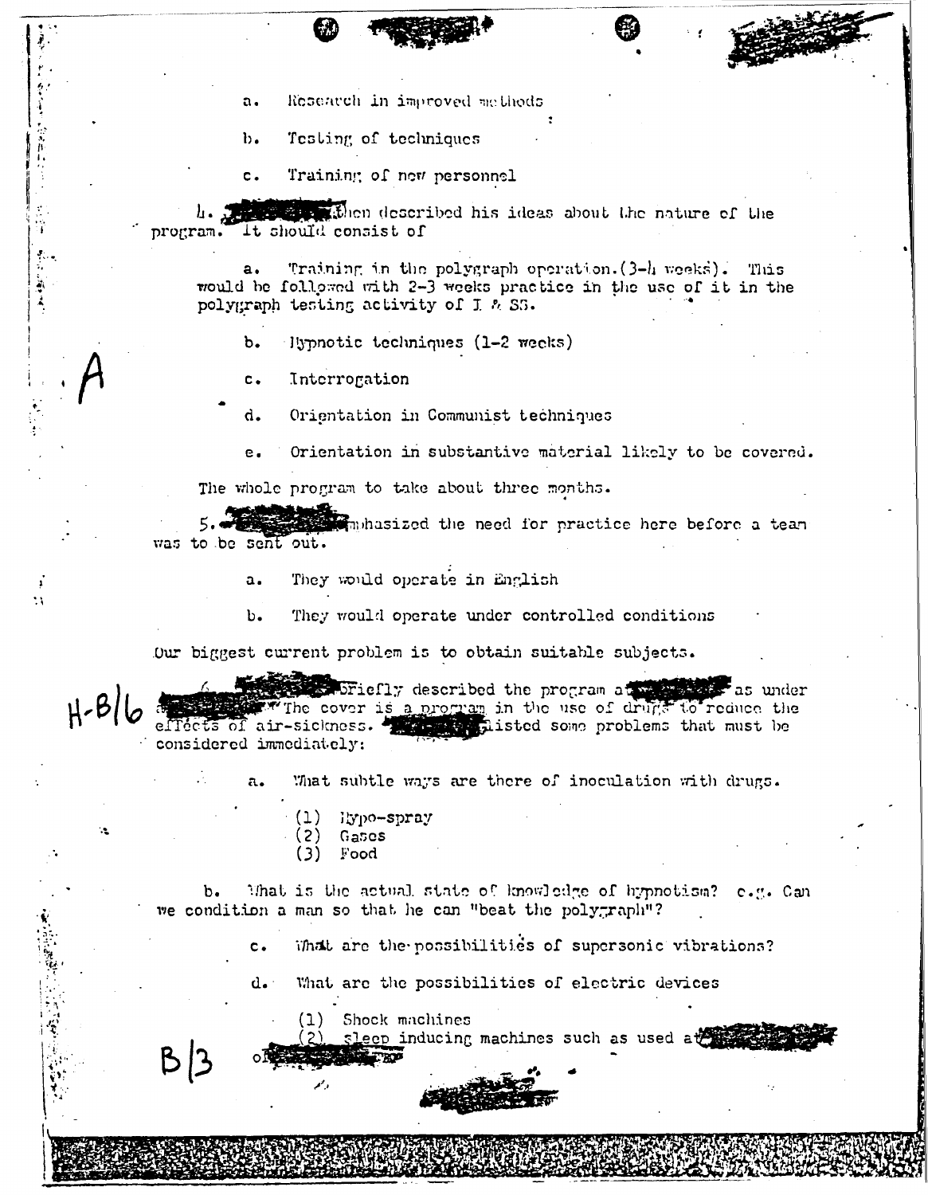a. Research in improved methods

b. Testing of techniques

c. Training of new personnel

4. ████████ then described his ideas about the nature of the program. It should consist of

a. Training in the polygraph operation. (3-4 weeks). This would be followed with 2-3 weeks practice in the use of it in the polygraph testing activity of I & SS.

b. Hypnotic techniques (1-2 weeks)

c. Interrogation

d. Orientation in Communist techniques

e. Orientation in substantive material likely to be covered.

The whole program to take about three months.

5. ████████ emphasized the need for practice here before a team was to be sent out.

a. They would operate in English

b. They would operate under controlled conditions

Our biggest current problem is to obtain suitable subjects.

6. ████████ briefly described the program at ████████ as under ████████ The cover is a program in the use of drugs to reduce the effects of air-sickness. ████████ listed some problems that must be considered immediately:

a. What subtle ways are there of inoculation with drugs.

(1) Hypo-spray
(2) Gases
(3) Food

b. What is the actual state of knowledge of hypnotism? e.g. Can we condition a man so that he can "beat the polygraph"?

c. What are the possibilities of supersonic vibrations?

d. What are the possibilities of electric devices

(1) Shock machines
(2) sleep inducing machines such as used at ████████ of ████████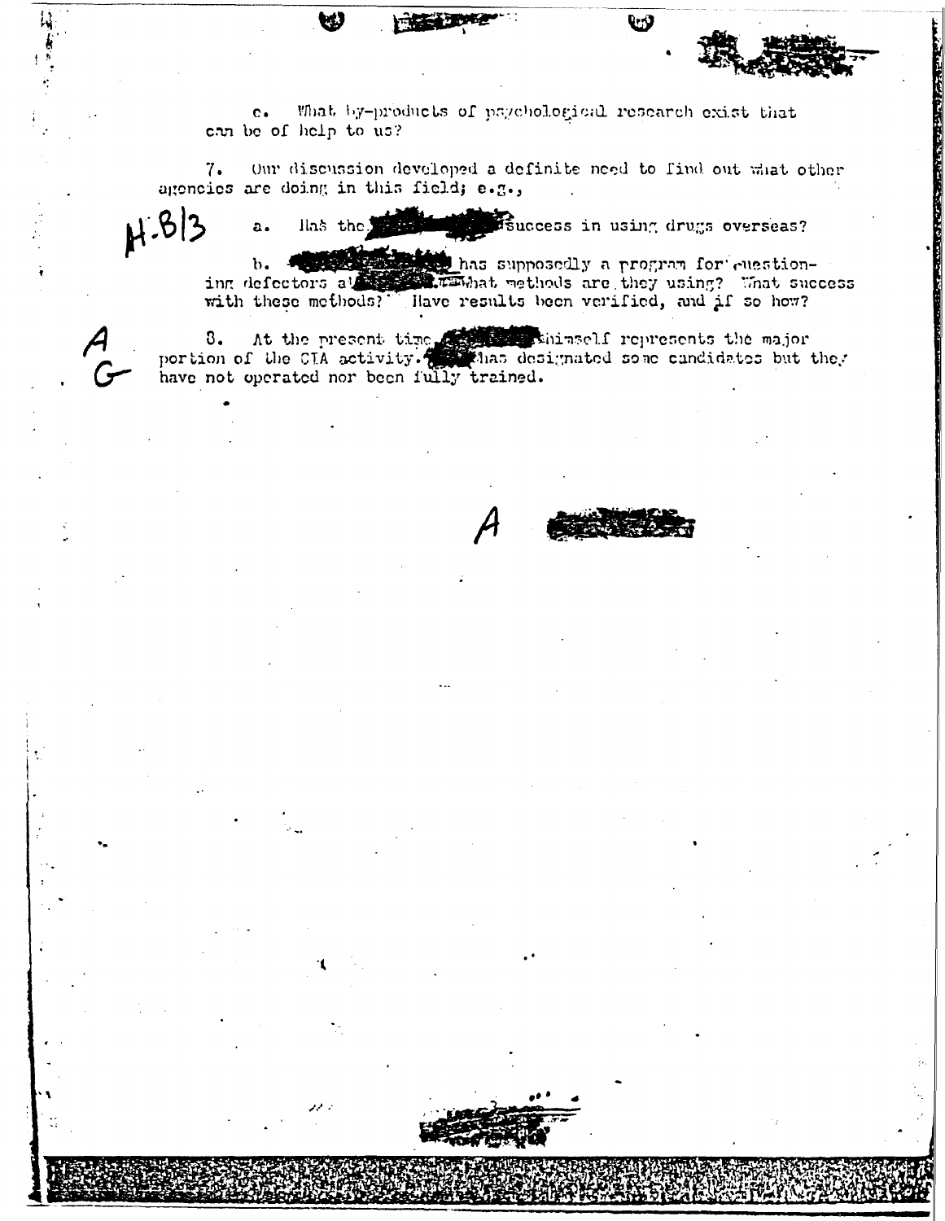c. What by-products of psychological research exist that can be of help to us?

7. Our discussion developed a definite need to find out what other agencies are doing in this field; e.g.,

H.B/3

a. Has the [redacted] success in using drugs overseas?

b. [redacted] has supposedly a program for questioning defectors at [redacted]. What methods are they using? What success with these methods? Have results been verified, and if so how?

A
G

8. At the present time [redacted] himself represents the major portion of the CIA activity. [redacted] has designated some candidates but they have not operated nor been fully trained.

A [redacted]